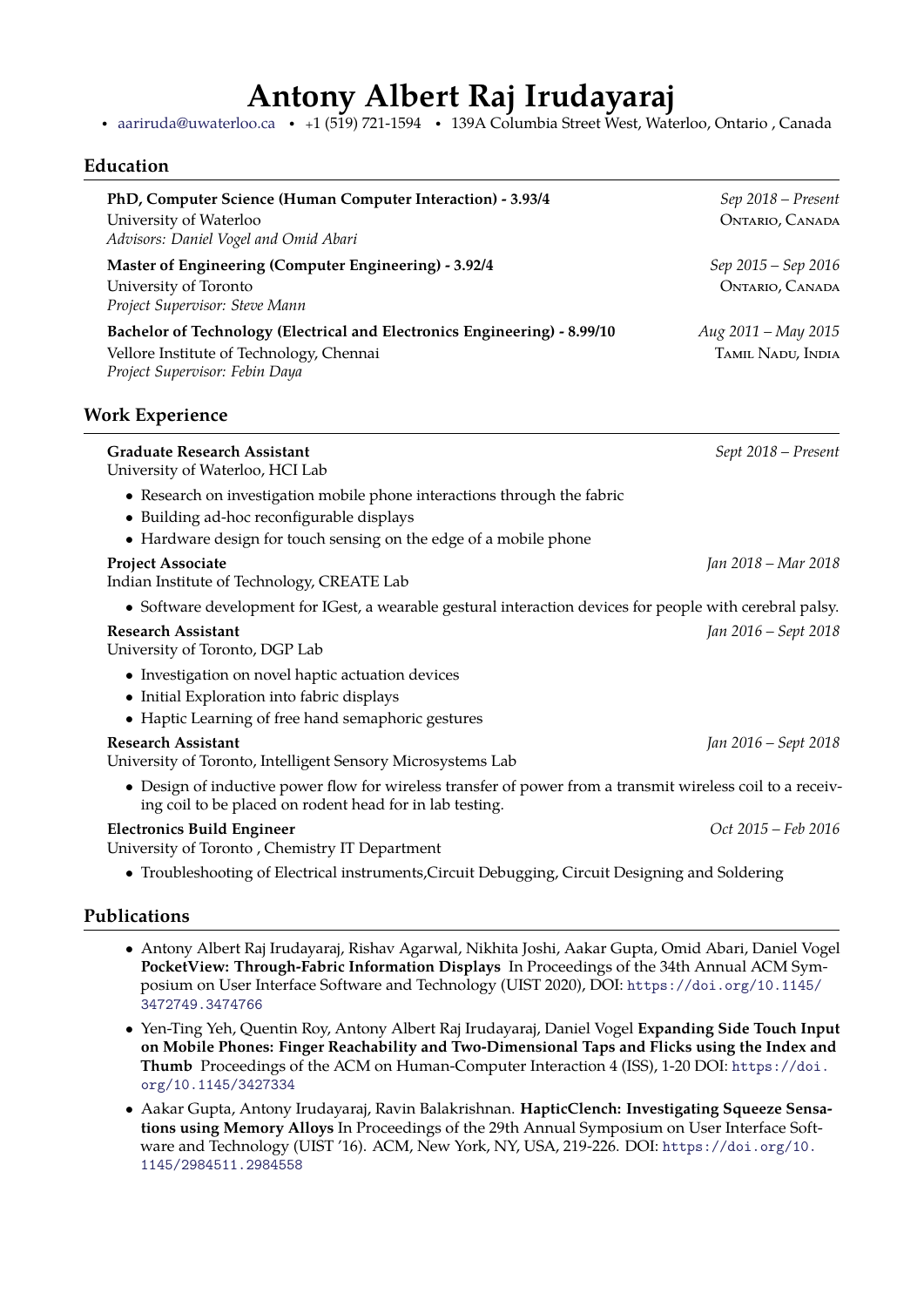# Antony Albert Raj Irudayaraj

• aariruda@uwaterloo.ca • +1 (519) 721-1594 • 139A Columbia Street West, Waterloo, Ontario , Canada

## Education

**PhD, Computer Science (Human Computer Interaction) - 3.93/4** *Sep 2018 – Present*
University of Waterloo — Ontario, Canada
*Advisors: Daniel Vogel and Omid Abari*

**Master of Engineering (Computer Engineering) - 3.92/4** *Sep 2015 – Sep 2016*
University of Toronto — Ontario, Canada
*Project Supervisor: Steve Mann*

**Bachelor of Technology (Electrical and Electronics Engineering) - 8.99/10** *Aug 2011 – May 2015*
Vellore Institute of Technology, Chennai — Tamil Nadu, India
*Project Supervisor: Febin Daya*

## Work Experience

**Graduate Research Assistant** *Sept 2018 – Present*
University of Waterloo, HCI Lab

- Research on investigation mobile phone interactions through the fabric
- Building ad-hoc reconfigurable displays
- Hardware design for touch sensing on the edge of a mobile phone

**Project Associate** *Jan 2018 – Mar 2018*
Indian Institute of Technology, CREATE Lab

- Software development for IGest, a wearable gestural interaction devices for people with cerebral palsy.

**Research Assistant** *Jan 2016 – Sept 2018*
University of Toronto, DGP Lab

- Investigation on novel haptic actuation devices
- Initial Exploration into fabric displays
- Haptic Learning of free hand semaphoric gestures

**Research Assistant** *Jan 2016 – Sept 2018*
University of Toronto, Intelligent Sensory Microsystems Lab

- Design of inductive power flow for wireless transfer of power from a transmit wireless coil to a receiving coil to be placed on rodent head for in lab testing.

**Electronics Build Engineer** *Oct 2015 – Feb 2016*
University of Toronto , Chemistry IT Department

- Troubleshooting of Electrical instruments,Circuit Debugging, Circuit Designing and Soldering

## Publications

- Antony Albert Raj Irudayaraj, Rishav Agarwal, Nikhita Joshi, Aakar Gupta, Omid Abari, Daniel Vogel **PocketView: Through-Fabric Information Displays** In Proceedings of the 34th Annual ACM Symposium on User Interface Software and Technology (UIST 2020), DOI: https://doi.org/10.1145/3472749.3474766
- Yen-Ting Yeh, Quentin Roy, Antony Albert Raj Irudayaraj, Daniel Vogel **Expanding Side Touch Input on Mobile Phones: Finger Reachability and Two-Dimensional Taps and Flicks using the Index and Thumb** Proceedings of the ACM on Human-Computer Interaction 4 (ISS), 1-20 DOI: https://doi.org/10.1145/3427334
- Aakar Gupta, Antony Irudayaraj, Ravin Balakrishnan. **HapticClench: Investigating Squeeze Sensations using Memory Alloys** In Proceedings of the 29th Annual Symposium on User Interface Software and Technology (UIST '16). ACM, New York, NY, USA, 219-226. DOI: https://doi.org/10.1145/2984511.2984558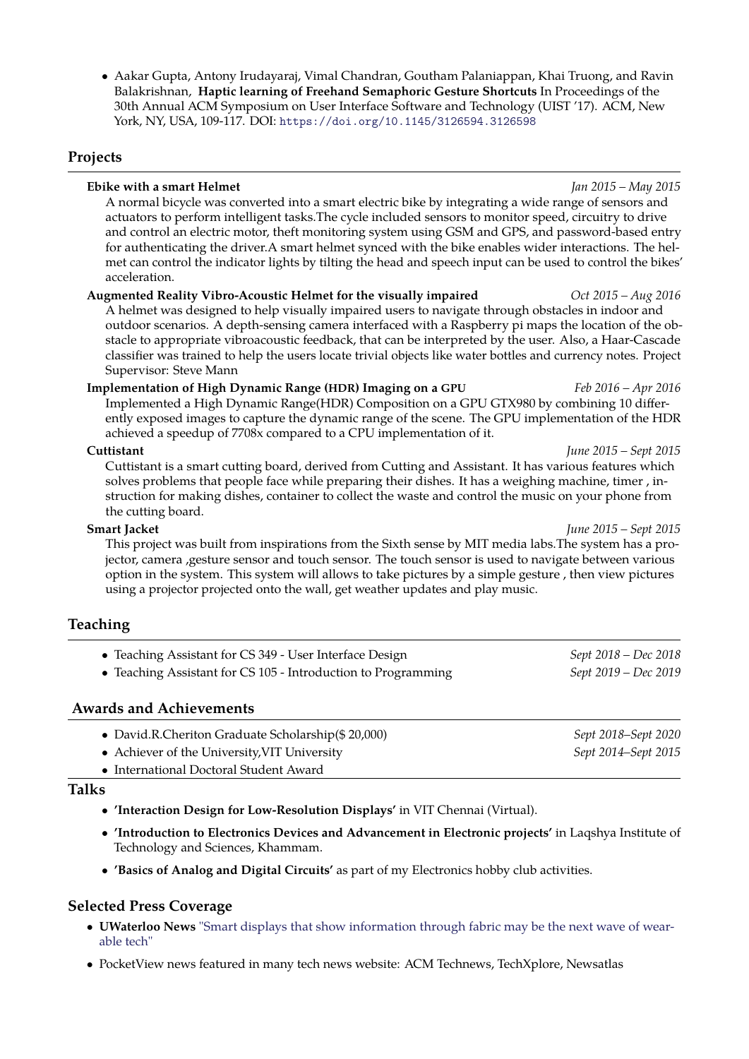- Aakar Gupta, Antony Irudayaraj, Vimal Chandran, Goutham Palaniappan, Khai Truong, and Ravin Balakrishnan, **Haptic learning of Freehand Semaphoric Gesture Shortcuts** In Proceedings of the 30th Annual ACM Symposium on User Interface Software and Technology (UIST '17). ACM, New York, NY, USA, 109-117. DOI: https://doi.org/10.1145/3126594.3126598

## Projects

**Ebike with a smart Helmet** *Jan 2015 – May 2015*

A normal bicycle was converted into a smart electric bike by integrating a wide range of sensors and actuators to perform intelligent tasks.The cycle included sensors to monitor speed, circuitry to drive and control an electric motor, theft monitoring system using GSM and GPS, and password-based entry for authenticating the driver.A smart helmet synced with the bike enables wider interactions. The helmet can control the indicator lights by tilting the head and speech input can be used to control the bikes' acceleration.

**Augmented Reality Vibro-Acoustic Helmet for the visually impaired** *Oct 2015 – Aug 2016*

A helmet was designed to help visually impaired users to navigate through obstacles in indoor and outdoor scenarios. A depth-sensing camera interfaced with a Raspberry pi maps the location of the obstacle to appropriate vibroacoustic feedback, that can be interpreted by the user. Also, a Haar-Cascade classifier was trained to help the users locate trivial objects like water bottles and currency notes. Project Supervisor: Steve Mann

**Implementation of High Dynamic Range (HDR) Imaging on a GPU** *Feb 2016 – Apr 2016*

Implemented a High Dynamic Range(HDR) Composition on a GPU GTX980 by combining 10 differently exposed images to capture the dynamic range of the scene. The GPU implementation of the HDR achieved a speedup of 7708x compared to a CPU implementation of it.

**Cuttistant** *June 2015 – Sept 2015*

Cuttistant is a smart cutting board, derived from Cutting and Assistant. It has various features which solves problems that people face while preparing their dishes. It has a weighing machine, timer , instruction for making dishes, container to collect the waste and control the music on your phone from the cutting board.

**Smart Jacket** *June 2015 – Sept 2015*

This project was built from inspirations from the Sixth sense by MIT media labs.The system has a projector, camera ,gesture sensor and touch sensor. The touch sensor is used to navigate between various option in the system. This system will allows to take pictures by a simple gesture , then view pictures using a projector projected onto the wall, get weather updates and play music.

## Teaching

- Teaching Assistant for CS 349 - User Interface Design *Sept 2018 – Dec 2018*
- Teaching Assistant for CS 105 - Introduction to Programming *Sept 2019 – Dec 2019*

## Awards and Achievements

- David.R.Cheriton Graduate Scholarship($ 20,000) *Sept 2018–Sept 2020*
- Achiever of the University,VIT University *Sept 2014–Sept 2015*
- International Doctoral Student Award

## Talks

- **'Interaction Design for Low-Resolution Displays'** in VIT Chennai (Virtual).
- **'Introduction to Electronics Devices and Advancement in Electronic projects'** in Laqshya Institute of Technology and Sciences, Khammam.
- **'Basics of Analog and Digital Circuits'** as part of my Electronics hobby club activities.

## Selected Press Coverage

- **UWaterloo News** "Smart displays that show information through fabric may be the next wave of wearable tech"
- PocketView news featured in many tech news website: ACM Technews, TechXplore, Newsatlas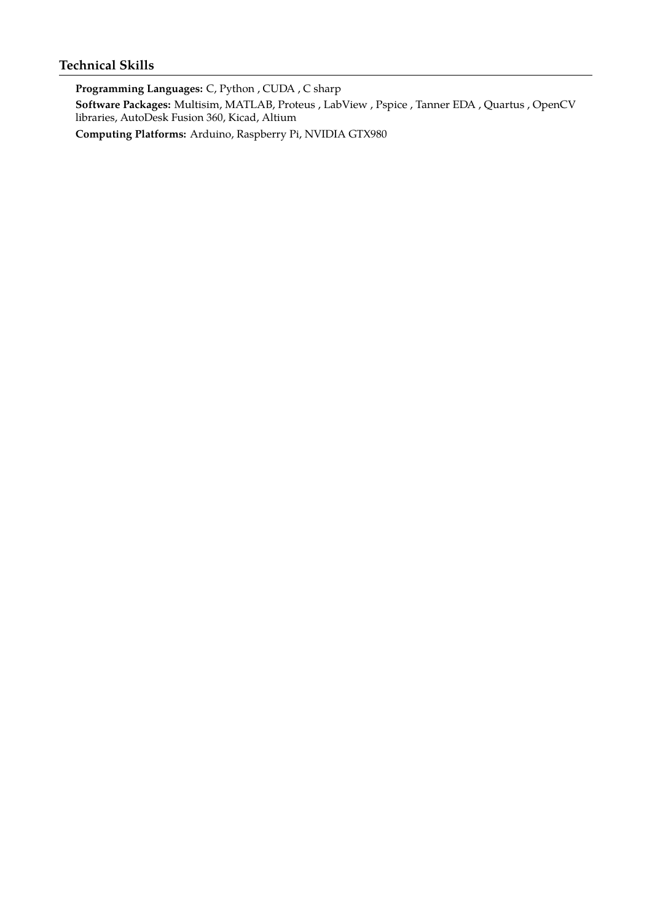## Technical Skills

**Programming Languages:** C, Python , CUDA , C sharp

**Software Packages:** Multisim, MATLAB, Proteus , LabView , Pspice , Tanner EDA , Quartus , OpenCV libraries, AutoDesk Fusion 360, Kicad, Altium

**Computing Platforms:** Arduino, Raspberry Pi, NVIDIA GTX980